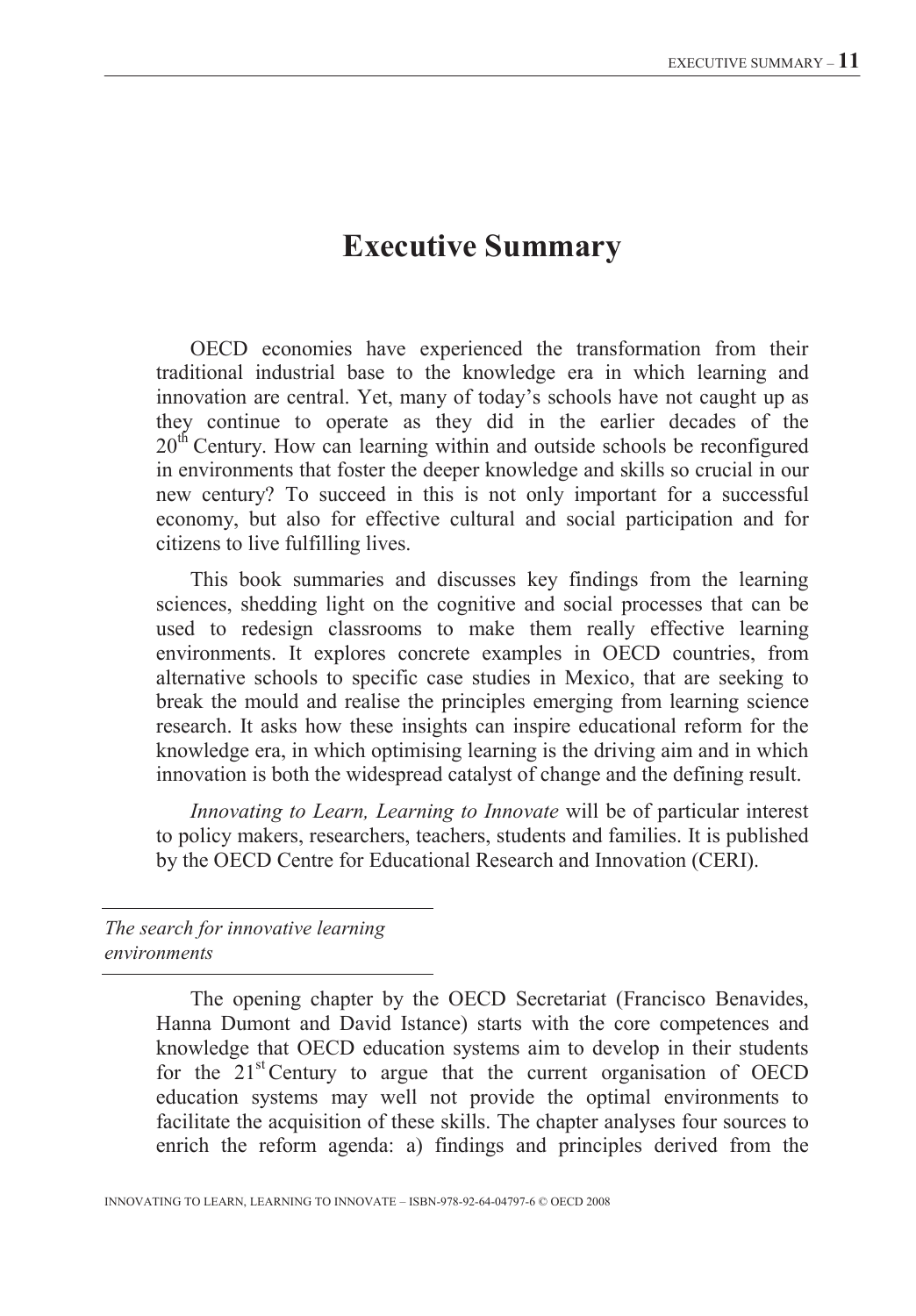# Executive Summary

OECD economies have experienced the transformation from their traditional industrial base to the knowledge era in which learning and innovation are central. Yet, many of today's schools have not caught up as they continue to operate as they did in the earlier decades of the 20th Century. How can learning within and outside schools be reconfigured in environments that foster the deeper knowledge and skills so crucial in our new century? To succeed in this is not only important for a successful economy, but also for effective cultural and social participation and for citizens to live fulfilling lives.

This book summaries and discusses key findings from the learning sciences, shedding light on the cognitive and social processes that can be used to redesign classrooms to make them really effective learning environments. It explores concrete examples in OECD countries, from alternative schools to specific case studies in Mexico, that are seeking to break the mould and realise the principles emerging from learning science research. It asks how these insights can inspire educational reform for the knowledge era, in which optimising learning is the driving aim and in which innovation is both the widespread catalyst of change and the defining result.

*Innovating to Learn, Learning to Innovate* will be of particular interest to policy makers, researchers, teachers, students and families. It is published by the OECD Centre for Educational Research and Innovation (CERI).

*The search for innovative learning environments*

The opening chapter by the OECD Secretariat (Francisco Benavides, Hanna Dumont and David Istance) starts with the core competences and knowledge that OECD education systems aim to develop in their students for the 21st Century to argue that the current organisation of OECD education systems may well not provide the optimal environments to facilitate the acquisition of these skills. The chapter analyses four sources to enrich the reform agenda: a) findings and principles derived from the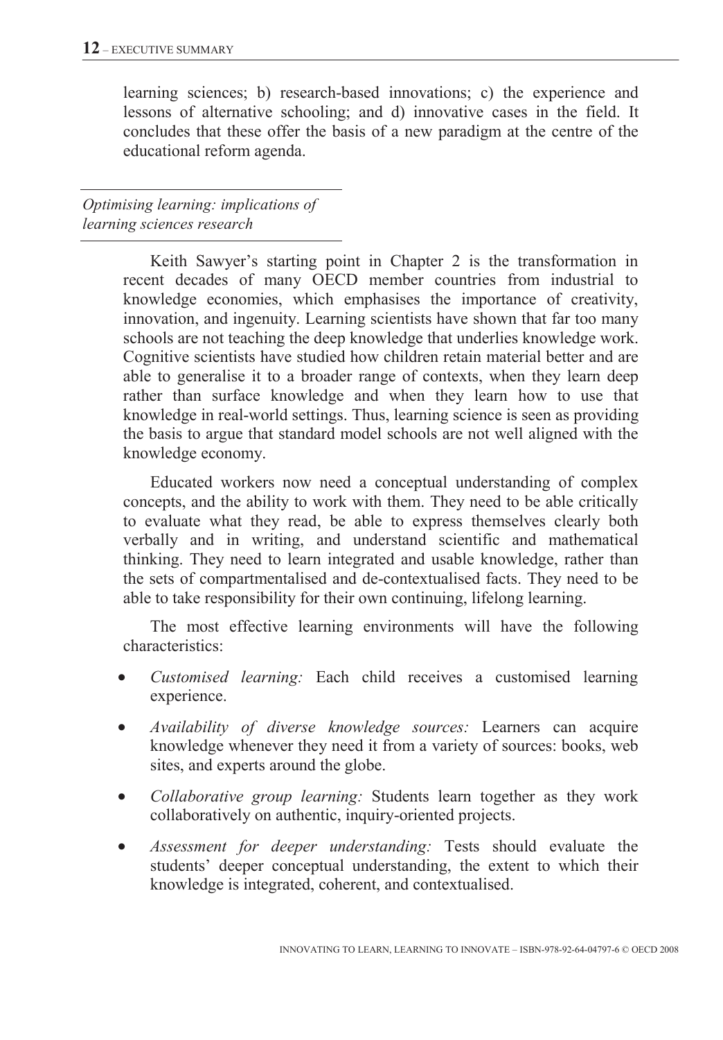learning sciences; b) research-based innovations; c) the experience and lessons of alternative schooling; and d) innovative cases in the field. It concludes that these offer the basis of a new paradigm at the centre of the educational reform agenda.

### *Optimising learning: implications of learning sciences research*

Keith Sawyer's starting point in Chapter 2 is the transformation in recent decades of many OECD member countries from industrial to knowledge economies, which emphasises the importance of creativity, innovation, and ingenuity. Learning scientists have shown that far too many schools are not teaching the deep knowledge that underlies knowledge work. Cognitive scientists have studied how children retain material better and are able to generalise it to a broader range of contexts, when they learn deep rather than surface knowledge and when they learn how to use that knowledge in real-world settings. Thus, learning science is seen as providing the basis to argue that standard model schools are not well aligned with the knowledge economy.

Educated workers now need a conceptual understanding of complex concepts, and the ability to work with them. They need to be able critically to evaluate what they read, be able to express themselves clearly both verbally and in writing, and understand scientific and mathematical thinking. They need to learn integrated and usable knowledge, rather than the sets of compartmentalised and de-contextualised facts. They need to be able to take responsibility for their own continuing, lifelong learning.

The most effective learning environments will have the following characteristics:

- *Customised learning:* Each child receives a customised learning experience.
- *Availability of diverse knowledge sources:* Learners can acquire knowledge whenever they need it from a variety of sources: books, web sites, and experts around the globe.
- *Collaborative group learning:* Students learn together as they work collaboratively on authentic, inquiry-oriented projects.
- *Assessment for deeper understanding:* Tests should evaluate the students' deeper conceptual understanding, the extent to which their knowledge is integrated, coherent, and contextualised.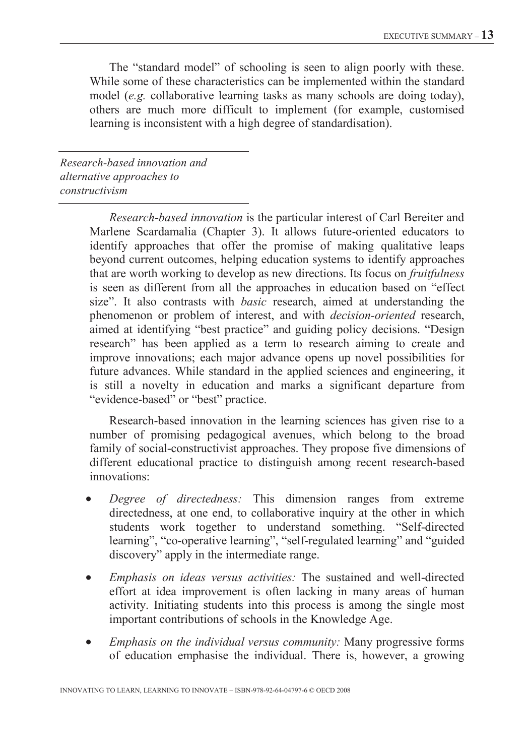The "standard model" of schooling is seen to align poorly with these. While some of these characteristics can be implemented within the standard model (*e.g.* collaborative learning tasks as many schools are doing today), others are much more difficult to implement (for example, customised learning is inconsistent with a high degree of standardisation).

### *Research-based innovation and alternative approaches to constructivism*

*Research-based innovation* is the particular interest of Carl Bereiter and Marlene Scardamalia (Chapter 3). It allows future-oriented educators to identify approaches that offer the promise of making qualitative leaps beyond current outcomes, helping education systems to identify approaches that are worth working to develop as new directions. Its focus on *fruitfulness* is seen as different from all the approaches in education based on "effect size". It also contrasts with *basic* research, aimed at understanding the phenomenon or problem of interest, and with *decision-oriented* research, aimed at identifying "best practice" and guiding policy decisions. "Design research" has been applied as a term to research aiming to create and improve innovations; each major advance opens up novel possibilities for future advances. While standard in the applied sciences and engineering, it is still a novelty in education and marks a significant departure from "evidence-based" or "best" practice.

Research-based innovation in the learning sciences has given rise to a number of promising pedagogical avenues, which belong to the broad family of social-constructivist approaches. They propose five dimensions of different educational practice to distinguish among recent research-based innovations:

- *Degree of directedness:* This dimension ranges from extreme directedness, at one end, to collaborative inquiry at the other in which students work together to understand something. "Self-directed learning", "co-operative learning", "self-regulated learning" and "guided discovery" apply in the intermediate range.
- *Emphasis on ideas versus activities:* The sustained and well-directed effort at idea improvement is often lacking in many areas of human activity. Initiating students into this process is among the single most important contributions of schools in the Knowledge Age.
- *Emphasis on the individual versus community:* Many progressive forms of education emphasise the individual. There is, however, a growing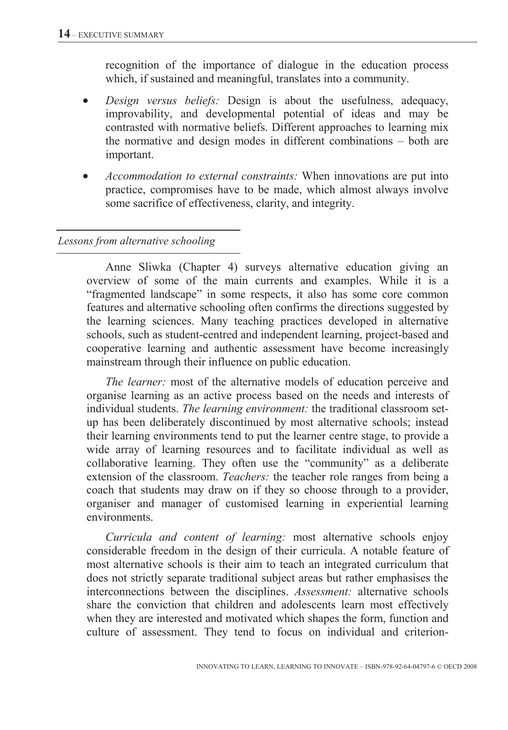recognition of the importance of dialogue in the education process which, if sustained and meaningful, translates into a community.

- *Design versus beliefs:* Design is about the usefulness, adequacy, improvability, and developmental potential of ideas and may be contrasted with normative beliefs. Different approaches to learning mix the normative and design modes in different combinations – both are important.
- *Accommodation to external constraints:* When innovations are put into practice, compromises have to be made, which almost always involve some sacrifice of effectiveness, clarity, and integrity.

### *Lessons from alternative schooling*

Anne Sliwka (Chapter 4) surveys alternative education giving an overview of some of the main currents and examples. While it is a "fragmented landscape" in some respects, it also has some core common features and alternative schooling often confirms the directions suggested by the learning sciences. Many teaching practices developed in alternative schools, such as student-centred and independent learning, project-based and cooperative learning and authentic assessment have become increasingly mainstream through their influence on public education.

*The learner:* most of the alternative models of education perceive and organise learning as an active process based on the needs and interests of individual students. *The learning environment:* the traditional classroom set-up has been deliberately discontinued by most alternative schools; instead their learning environments tend to put the learner centre stage, to provide a wide array of learning resources and to facilitate individual as well as collaborative learning. They often use the "community" as a deliberate extension of the classroom. *Teachers:* the teacher role ranges from being a coach that students may draw on if they so choose through to a provider, organiser and manager of customised learning in experiential learning environments.

*Curricula and content of learning:* most alternative schools enjoy considerable freedom in the design of their curricula. A notable feature of most alternative schools is their aim to teach an integrated curriculum that does not strictly separate traditional subject areas but rather emphasises the interconnections between the disciplines. *Assessment:* alternative schools share the conviction that children and adolescents learn most effectively when they are interested and motivated which shapes the form, function and culture of assessment. They tend to focus on individual and criterion-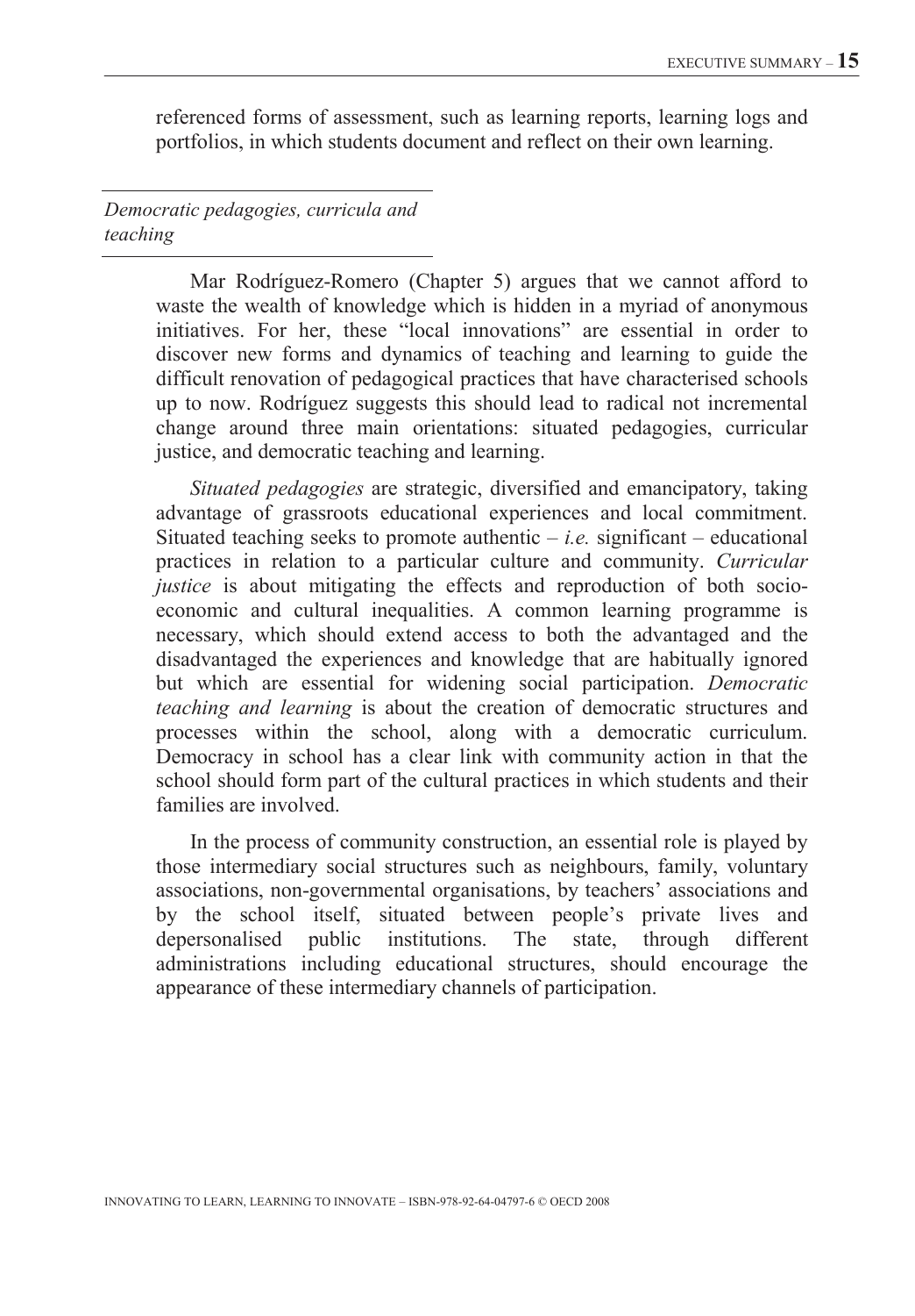referenced forms of assessment, such as learning reports, learning logs and portfolios, in which students document and reflect on their own learning.

### *Democratic pedagogies, curricula and teaching*

Mar Rodríguez-Romero (Chapter 5) argues that we cannot afford to waste the wealth of knowledge which is hidden in a myriad of anonymous initiatives. For her, these "local innovations" are essential in order to discover new forms and dynamics of teaching and learning to guide the difficult renovation of pedagogical practices that have characterised schools up to now. Rodríguez suggests this should lead to radical not incremental change around three main orientations: situated pedagogies, curricular justice, and democratic teaching and learning.

*Situated pedagogies* are strategic, diversified and emancipatory, taking advantage of grassroots educational experiences and local commitment. Situated teaching seeks to promote authentic – *i.e.* significant – educational practices in relation to a particular culture and community. *Curricular justice* is about mitigating the effects and reproduction of both socio-economic and cultural inequalities. A common learning programme is necessary, which should extend access to both the advantaged and the disadvantaged the experiences and knowledge that are habitually ignored but which are essential for widening social participation. *Democratic teaching and learning* is about the creation of democratic structures and processes within the school, along with a democratic curriculum. Democracy in school has a clear link with community action in that the school should form part of the cultural practices in which students and their families are involved.

In the process of community construction, an essential role is played by those intermediary social structures such as neighbours, family, voluntary associations, non-governmental organisations, by teachers' associations and by the school itself, situated between people's private lives and depersonalised public institutions. The state, through different administrations including educational structures, should encourage the appearance of these intermediary channels of participation.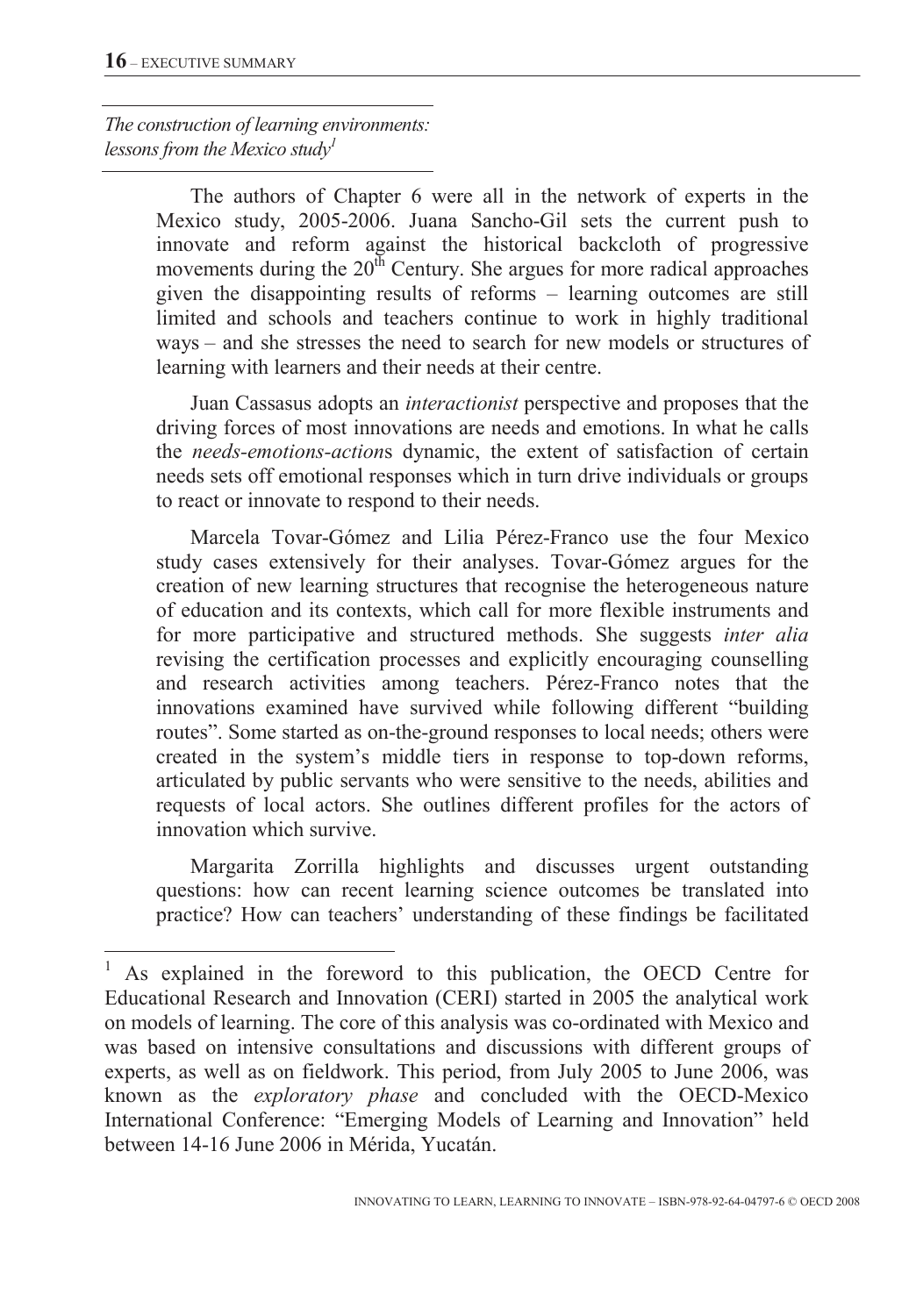*The construction of learning environments: lessons from the Mexico study*[1]

The authors of Chapter 6 were all in the network of experts in the Mexico study, 2005-2006. Juana Sancho-Gil sets the current push to innovate and reform against the historical backcloth of progressive movements during the 20th Century. She argues for more radical approaches given the disappointing results of reforms – learning outcomes are still limited and schools and teachers continue to work in highly traditional ways – and she stresses the need to search for new models or structures of learning with learners and their needs at their centre.

Juan Cassasus adopts an *interactionist* perspective and proposes that the driving forces of most innovations are needs and emotions. In what he calls the *needs-emotions-action*s dynamic, the extent of satisfaction of certain needs sets off emotional responses which in turn drive individuals or groups to react or innovate to respond to their needs.

Marcela Tovar-Gómez and Lilia Pérez-Franco use the four Mexico study cases extensively for their analyses. Tovar-Gómez argues for the creation of new learning structures that recognise the heterogeneous nature of education and its contexts, which call for more flexible instruments and for more participative and structured methods. She suggests *inter alia* revising the certification processes and explicitly encouraging counselling and research activities among teachers. Pérez-Franco notes that the innovations examined have survived while following different "building routes". Some started as on-the-ground responses to local needs; others were created in the system's middle tiers in response to top-down reforms, articulated by public servants who were sensitive to the needs, abilities and requests of local actors. She outlines different profiles for the actors of innovation which survive.

Margarita Zorrilla highlights and discusses urgent outstanding questions: how can recent learning science outcomes be translated into practice? How can teachers' understanding of these findings be facilitated

---

[1] As explained in the foreword to this publication, the OECD Centre for Educational Research and Innovation (CERI) started in 2005 the analytical work on models of learning. The core of this analysis was co-ordinated with Mexico and was based on intensive consultations and discussions with different groups of experts, as well as on fieldwork. This period, from July 2005 to June 2006, was known as the *exploratory phase* and concluded with the OECD-Mexico International Conference: "Emerging Models of Learning and Innovation" held between 14-16 June 2006 in Mérida, Yucatán.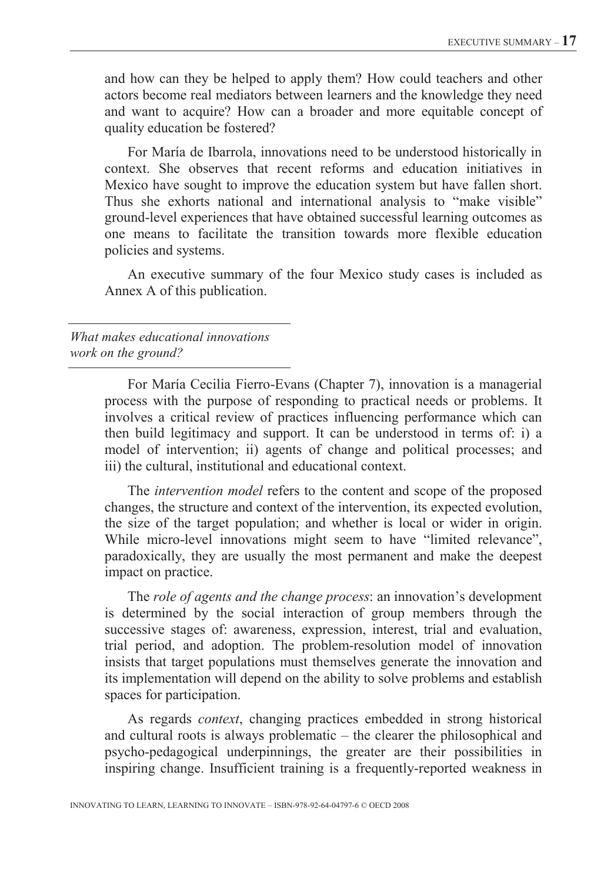and how can they be helped to apply them? How could teachers and other actors become real mediators between learners and the knowledge they need and want to acquire? How can a broader and more equitable concept of quality education be fostered?

For María de Ibarrola, innovations need to be understood historically in context. She observes that recent reforms and education initiatives in Mexico have sought to improve the education system but have fallen short. Thus she exhorts national and international analysis to "make visible" ground-level experiences that have obtained successful learning outcomes as one means to facilitate the transition towards more flexible education policies and systems.

An executive summary of the four Mexico study cases is included as Annex A of this publication.

*What makes educational innovations work on the ground?*

For María Cecilia Fierro-Evans (Chapter 7), innovation is a managerial process with the purpose of responding to practical needs or problems. It involves a critical review of practices influencing performance which can then build legitimacy and support. It can be understood in terms of: i) a model of intervention; ii) agents of change and political processes; and iii) the cultural, institutional and educational context.

The *intervention model* refers to the content and scope of the proposed changes, the structure and context of the intervention, its expected evolution, the size of the target population; and whether is local or wider in origin. While micro-level innovations might seem to have "limited relevance", paradoxically, they are usually the most permanent and make the deepest impact on practice.

The *role of agents and the change process*: an innovation's development is determined by the social interaction of group members through the successive stages of: awareness, expression, interest, trial and evaluation, trial period, and adoption. The problem-resolution model of innovation insists that target populations must themselves generate the innovation and its implementation will depend on the ability to solve problems and establish spaces for participation.

As regards *context*, changing practices embedded in strong historical and cultural roots is always problematic – the clearer the philosophical and psycho-pedagogical underpinnings, the greater are their possibilities in inspiring change. Insufficient training is a frequently-reported weakness in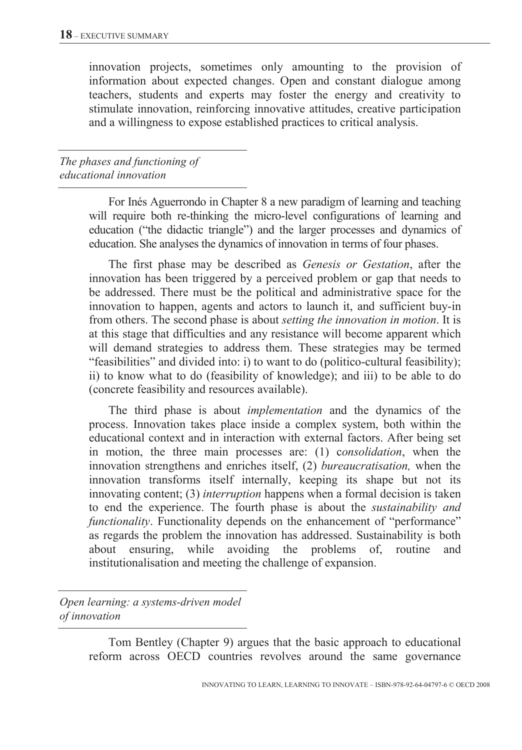innovation projects, sometimes only amounting to the provision of information about expected changes. Open and constant dialogue among teachers, students and experts may foster the energy and creativity to stimulate innovation, reinforcing innovative attitudes, creative participation and a willingness to expose established practices to critical analysis.

### *The phases and functioning of educational innovation*

For Inés Aguerrondo in Chapter 8 a new paradigm of learning and teaching will require both re-thinking the micro-level configurations of learning and education ("the didactic triangle") and the larger processes and dynamics of education. She analyses the dynamics of innovation in terms of four phases.

The first phase may be described as *Genesis or Gestation*, after the innovation has been triggered by a perceived problem or gap that needs to be addressed. There must be the political and administrative space for the innovation to happen, agents and actors to launch it, and sufficient buy-in from others. The second phase is about *setting the innovation in motion*. It is at this stage that difficulties and any resistance will become apparent which will demand strategies to address them. These strategies may be termed "feasibilities" and divided into: i) to want to do (politico-cultural feasibility); ii) to know what to do (feasibility of knowledge); and iii) to be able to do (concrete feasibility and resources available).

The third phase is about *implementation* and the dynamics of the process. Innovation takes place inside a complex system, both within the educational context and in interaction with external factors. After being set in motion, the three main processes are: (1) c*onsolidation*, when the innovation strengthens and enriches itself, (2) *bureaucratisation,* when the innovation transforms itself internally, keeping its shape but not its innovating content; (3) *interruption* happens when a formal decision is taken to end the experience. The fourth phase is about the *sustainability and functionality*. Functionality depends on the enhancement of "performance" as regards the problem the innovation has addressed. Sustainability is both about ensuring, while avoiding the problems of, routine and institutionalisation and meeting the challenge of expansion.

### *Open learning: a systems-driven model of innovation*

Tom Bentley (Chapter 9) argues that the basic approach to educational reform across OECD countries revolves around the same governance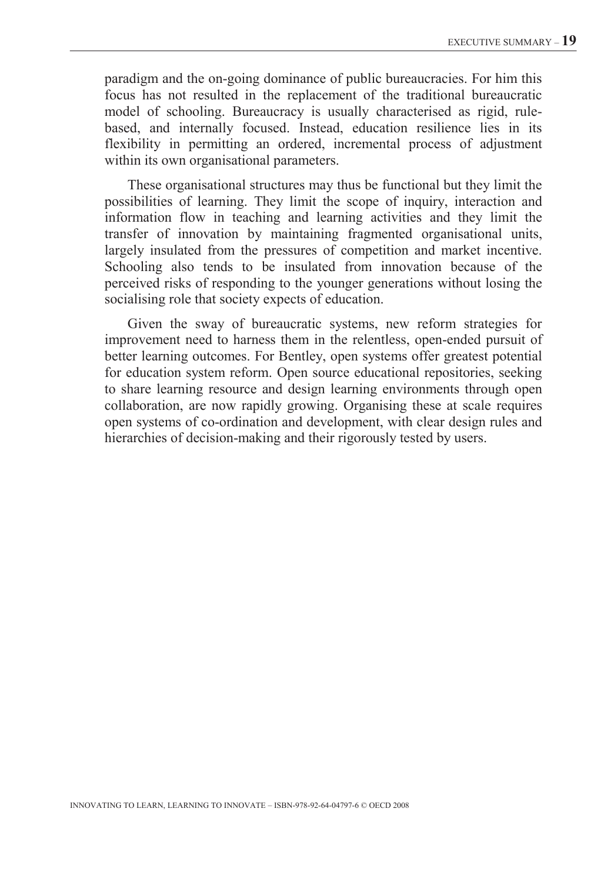paradigm and the on-going dominance of public bureaucracies. For him this focus has not resulted in the replacement of the traditional bureaucratic model of schooling. Bureaucracy is usually characterised as rigid, rule-based, and internally focused. Instead, education resilience lies in its flexibility in permitting an ordered, incremental process of adjustment within its own organisational parameters.

These organisational structures may thus be functional but they limit the possibilities of learning. They limit the scope of inquiry, interaction and information flow in teaching and learning activities and they limit the transfer of innovation by maintaining fragmented organisational units, largely insulated from the pressures of competition and market incentive. Schooling also tends to be insulated from innovation because of the perceived risks of responding to the younger generations without losing the socialising role that society expects of education.

Given the sway of bureaucratic systems, new reform strategies for improvement need to harness them in the relentless, open-ended pursuit of better learning outcomes. For Bentley, open systems offer greatest potential for education system reform. Open source educational repositories, seeking to share learning resource and design learning environments through open collaboration, are now rapidly growing. Organising these at scale requires open systems of co-ordination and development, with clear design rules and hierarchies of decision-making and their rigorously tested by users.